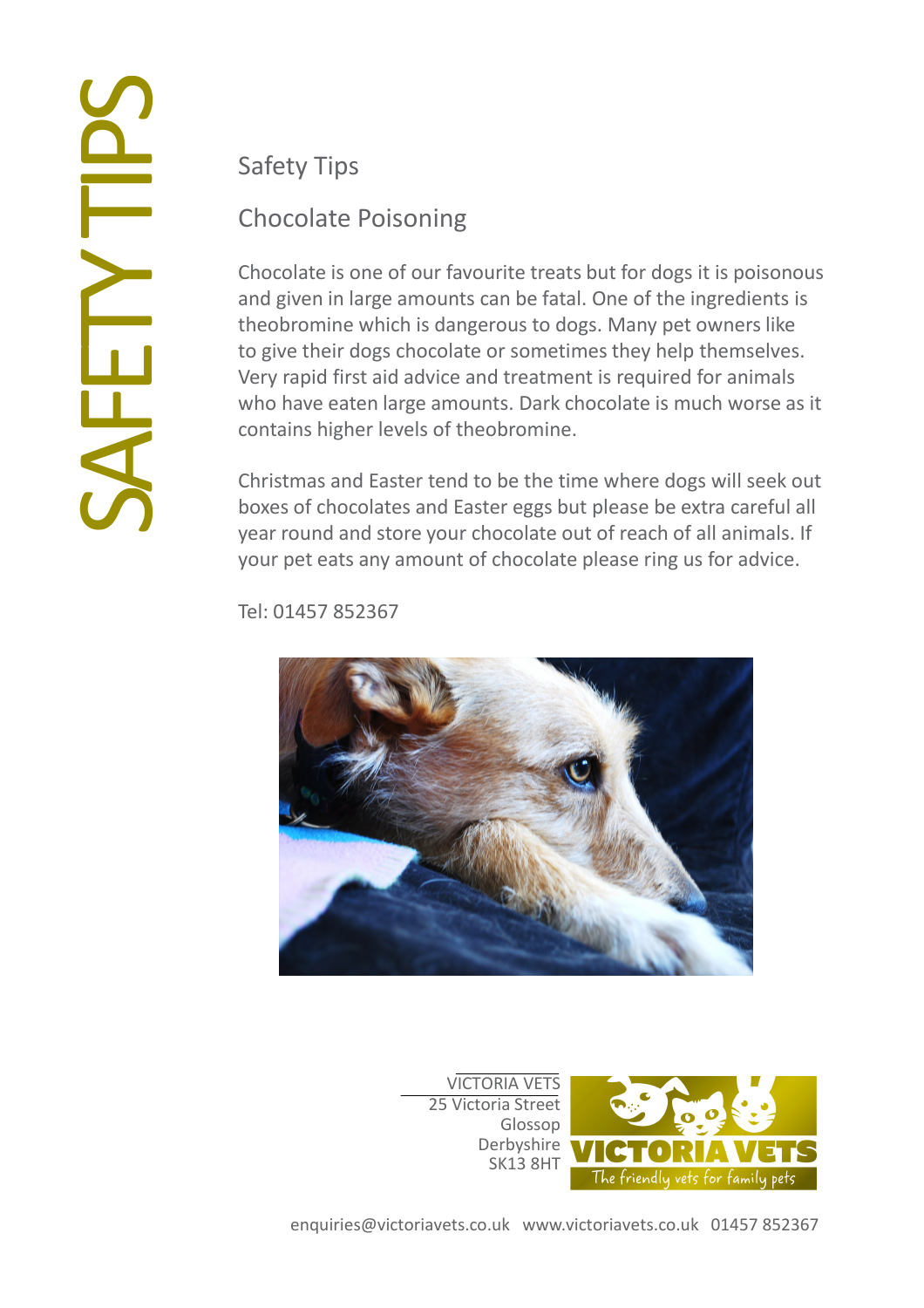SAFETY TIPS

# Safety Tips

## Chocolate Poisoning

Chocolate is one of our favourite treats but for dogs it is poisonous and given in large amounts can be fatal. One of the ingredients is theobromine which is dangerous to dogs. Many pet owners like to give their dogs chocolate or sometimes they help themselves. Very rapid first aid advice and treatment is required for animals who have eaten large amounts. Dark chocolate is much worse as it contains higher levels of theobromine.

Christmas and Easter tend to be the time where dogs will seek out boxes of chocolates and Easter eggs but please be extra careful all year round and store your chocolate out of reach of all animals. If your pet eats any amount of chocolate please ring us for advice.

Tel: 01457 852367

VICTORIA VETS
25 Victoria Street
Glossop
Derbyshire
SK13 8HT

VICTORIA VETS
The friendly vets for family pets

enquiries@victoriavets.co.uk www.victoriavets.co.uk 01457 852367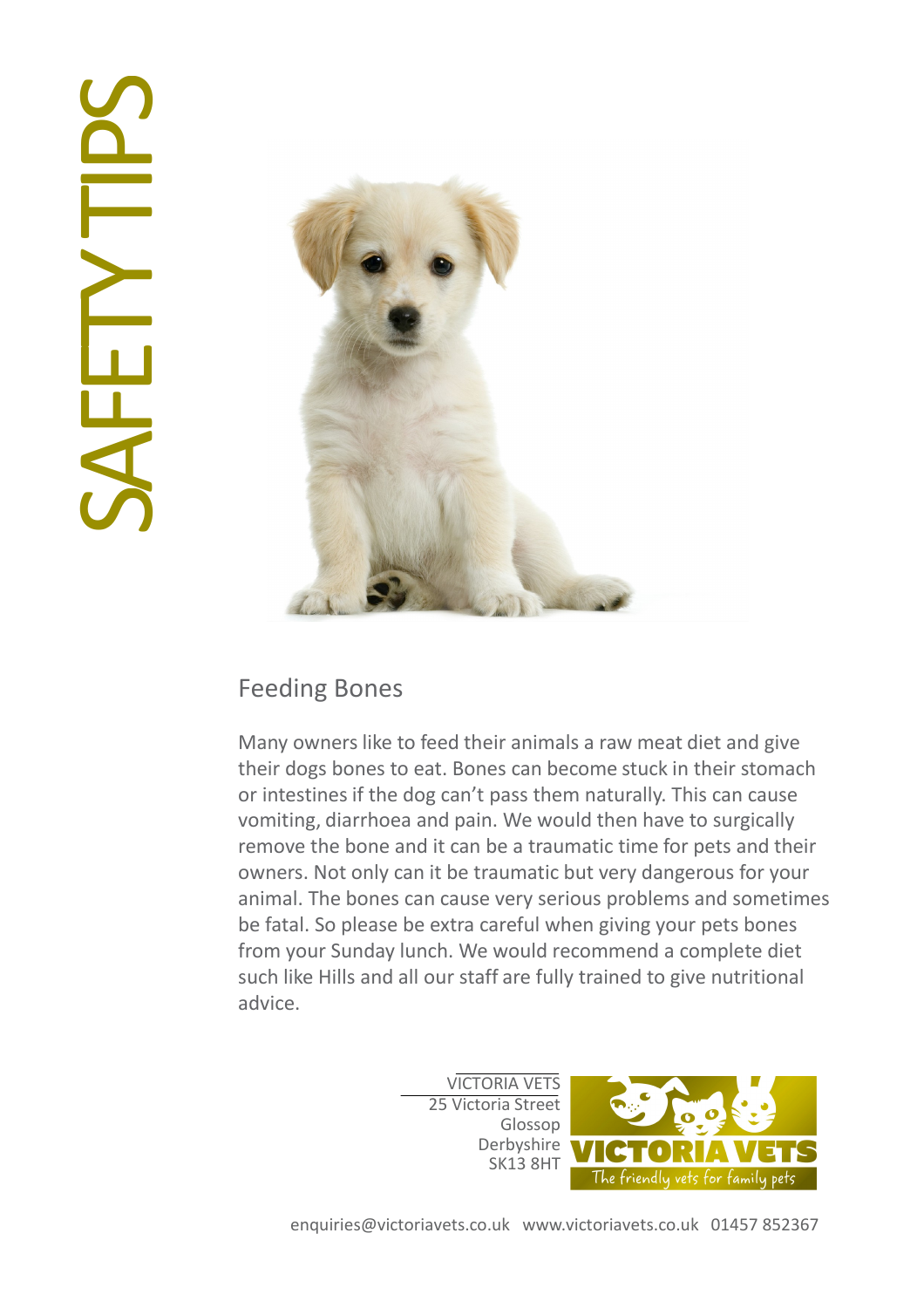# SAFETY TIPS

## Feeding Bones

Many owners like to feed their animals a raw meat diet and give their dogs bones to eat. Bones can become stuck in their stomach or intestines if the dog can't pass them naturally. This can cause vomiting, diarrhoea and pain. We would then have to surgically remove the bone and it can be a traumatic time for pets and their owners. Not only can it be traumatic but very dangerous for your animal. The bones can cause very serious problems and sometimes be fatal. So please be extra careful when giving your pets bones from your Sunday lunch. We would recommend a complete diet such like Hills and all our staff are fully trained to give nutritional advice.

VICTORIA VETS
25 Victoria Street
Glossop
Derbyshire
SK13 8HT

VICTORIA VETS
The friendly vets for family pets

enquiries@victoriavets.co.uk www.victoriavets.co.uk 01457 852367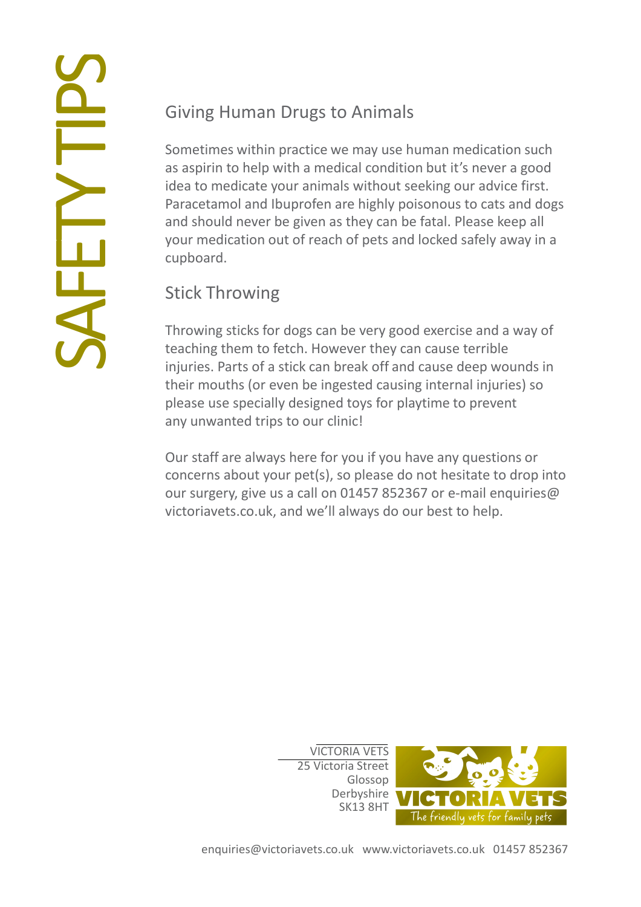# SAFETY TIPS

## Giving Human Drugs to Animals

Sometimes within practice we may use human medication such as aspirin to help with a medical condition but it's never a good idea to medicate your animals without seeking our advice first. Paracetamol and Ibuprofen are highly poisonous to cats and dogs and should never be given as they can be fatal. Please keep all your medication out of reach of pets and locked safely away in a cupboard.

## Stick Throwing

Throwing sticks for dogs can be very good exercise and a way of teaching them to fetch. However they can cause terrible injuries. Parts of a stick can break off and cause deep wounds in their mouths (or even be ingested causing internal injuries) so please use specially designed toys for playtime to prevent any unwanted trips to our clinic!

Our staff are always here for you if you have any questions or concerns about your pet(s), so please do not hesitate to drop into our surgery, give us a call on 01457 852367 or e-mail enquiries@victoriavets.co.uk, and we'll always do our best to help.

VICTORIA VETS
25 Victoria Street
Glossop
Derbyshire
SK13 8HT

VICTORIA VETS
The friendly vets for family pets

enquiries@victoriavets.co.uk www.victoriavets.co.uk 01457 852367